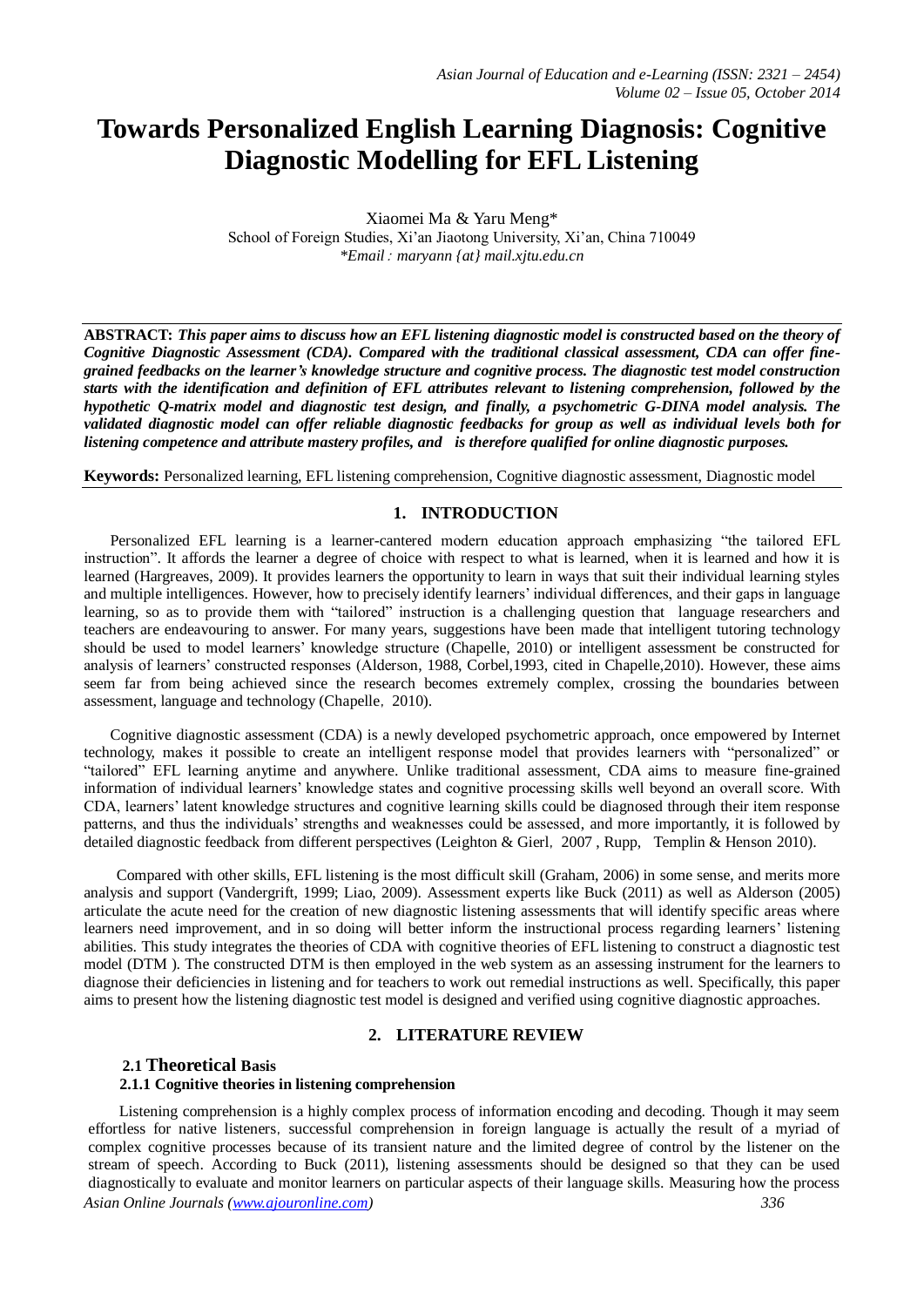# Towards Personalized English Learning Diagnosis: Cognitive Diagnostic Modelling for EFL Listening

Xiaomei Ma & Yaru Meng*

School of Foreign Studies, Xi'an Jiaotong University, Xi'an, China 710049

*\*Email：maryann {at} mail.xjtu.edu.cn*

---

**ABSTRACT:** ***This paper aims to discuss how an EFL listening diagnostic model is constructed based on the theory of Cognitive Diagnostic Assessment (CDA). Compared with the traditional classical assessment, CDA can offer fine-grained feedbacks on the learner's knowledge structure and cognitive process. The diagnostic test model construction starts with the identification and definition of EFL attributes relevant to listening comprehension, followed by the hypothetic Q-matrix model and diagnostic test design, and finally, a psychometric G-DINA model analysis. The validated diagnostic model can offer reliable diagnostic feedbacks for group as well as individual levels both for listening competence and attribute mastery profiles, and is therefore qualified for online diagnostic purposes.***

**Keywords:** Personalized learning, EFL listening comprehension, Cognitive diagnostic assessment, Diagnostic model

---

## 1. INTRODUCTION

Personalized EFL learning is a learner-cantered modern education approach emphasizing "the tailored EFL instruction". It affords the learner a degree of choice with respect to what is learned, when it is learned and how it is learned (Hargreaves, 2009). It provides learners the opportunity to learn in ways that suit their individual learning styles and multiple intelligences. However, how to precisely identify learners' individual differences, and their gaps in language learning, so as to provide them with "tailored" instruction is a challenging question that language researchers and teachers are endeavouring to answer. For many years, suggestions have been made that intelligent tutoring technology should be used to model learners' knowledge structure (Chapelle, 2010) or intelligent assessment be constructed for analysis of learners' constructed responses (Alderson, 1988, Corbel,1993, cited in Chapelle,2010). However, these aims seem far from being achieved since the research becomes extremely complex, crossing the boundaries between assessment, language and technology (Chapelle, 2010).

Cognitive diagnostic assessment (CDA) is a newly developed psychometric approach, once empowered by Internet technology, makes it possible to create an intelligent response model that provides learners with "personalized" or "tailored" EFL learning anytime and anywhere. Unlike traditional assessment, CDA aims to measure fine-grained information of individual learners' knowledge states and cognitive processing skills well beyond an overall score. With CDA, learners' latent knowledge structures and cognitive learning skills could be diagnosed through their item response patterns, and thus the individuals' strengths and weaknesses could be assessed, and more importantly, it is followed by detailed diagnostic feedback from different perspectives (Leighton & Gierl, 2007 , Rupp, Templin & Henson 2010).

Compared with other skills, EFL listening is the most difficult skill (Graham, 2006) in some sense, and merits more analysis and support (Vandergrift, 1999; Liao, 2009). Assessment experts like Buck (2011) as well as Alderson (2005) articulate the acute need for the creation of new diagnostic listening assessments that will identify specific areas where learners need improvement, and in so doing will better inform the instructional process regarding learners' listening abilities. This study integrates the theories of CDA with cognitive theories of EFL listening to construct a diagnostic test model (DTM ). The constructed DTM is then employed in the web system as an assessing instrument for the learners to diagnose their deficiencies in listening and for teachers to work out remedial instructions as well. Specifically, this paper aims to present how the listening diagnostic test model is designed and verified using cognitive diagnostic approaches.

## 2. LITERATURE REVIEW

### 2.1 Theoretical Basis

#### 2.1.1 Cognitive theories in listening comprehension

Listening comprehension is a highly complex process of information encoding and decoding. Though it may seem effortless for native listeners, successful comprehension in foreign language is actually the result of a myriad of complex cognitive processes because of its transient nature and the limited degree of control by the listener on the stream of speech. According to Buck (2011), listening assessments should be designed so that they can be used diagnostically to evaluate and monitor learners on particular aspects of their language skills. Measuring how the process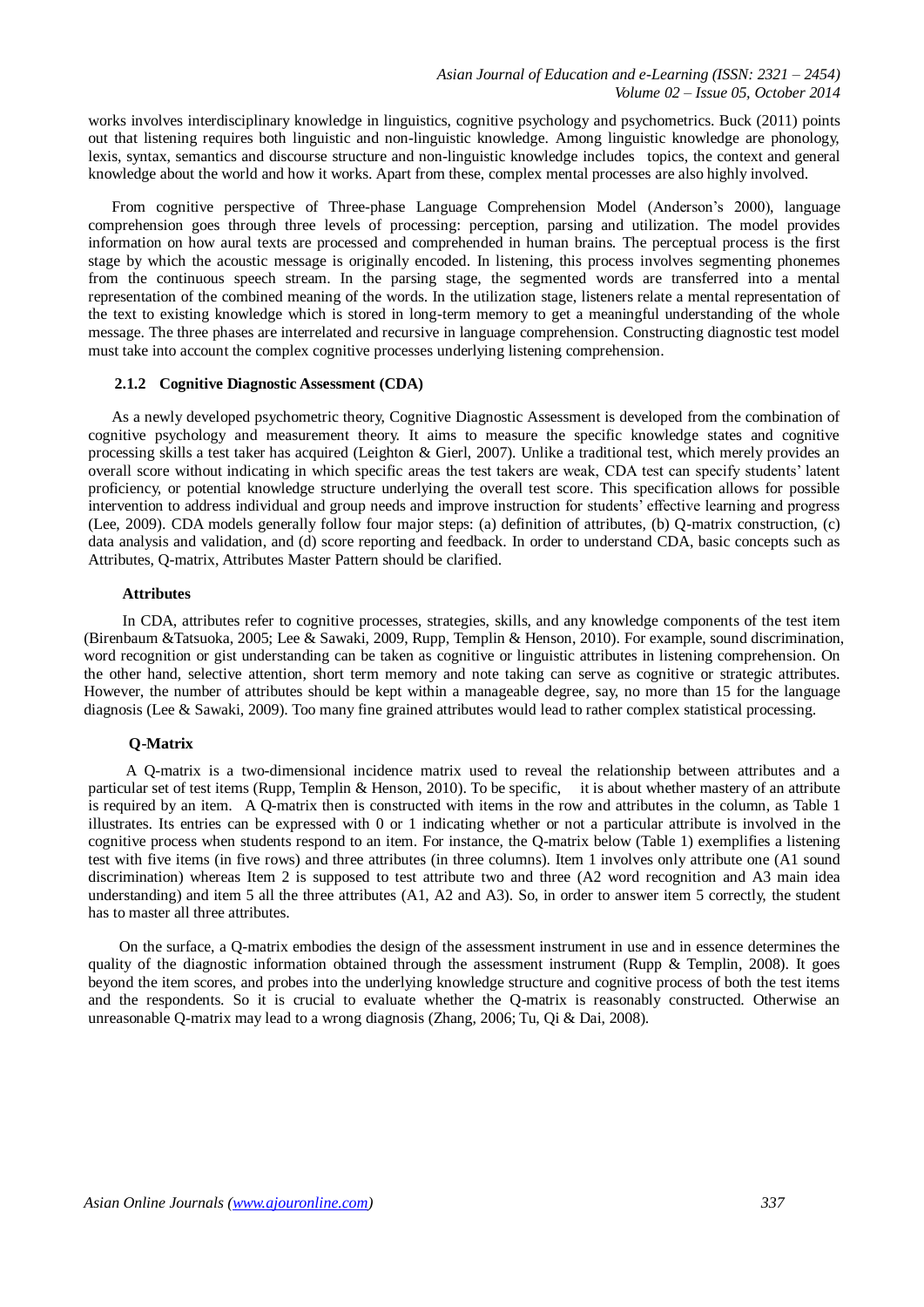works involves interdisciplinary knowledge in linguistics, cognitive psychology and psychometrics. Buck (2011) points out that listening requires both linguistic and non-linguistic knowledge. Among linguistic knowledge are phonology, lexis, syntax, semantics and discourse structure and non-linguistic knowledge includes topics, the context and general knowledge about the world and how it works. Apart from these, complex mental processes are also highly involved.

From cognitive perspective of Three-phase Language Comprehension Model (Anderson's 2000), language comprehension goes through three levels of processing: perception, parsing and utilization. The model provides information on how aural texts are processed and comprehended in human brains. The perceptual process is the first stage by which the acoustic message is originally encoded. In listening, this process involves segmenting phonemes from the continuous speech stream. In the parsing stage, the segmented words are transferred into a mental representation of the combined meaning of the words. In the utilization stage, listeners relate a mental representation of the text to existing knowledge which is stored in long-term memory to get a meaningful understanding of the whole message. The three phases are interrelated and recursive in language comprehension. Constructing diagnostic test model must take into account the complex cognitive processes underlying listening comprehension.

### 2.1.2 Cognitive Diagnostic Assessment (CDA)

As a newly developed psychometric theory, Cognitive Diagnostic Assessment is developed from the combination of cognitive psychology and measurement theory. It aims to measure the specific knowledge states and cognitive processing skills a test taker has acquired (Leighton & Gierl, 2007). Unlike a traditional test, which merely provides an overall score without indicating in which specific areas the test takers are weak, CDA test can specify students' latent proficiency, or potential knowledge structure underlying the overall test score. This specification allows for possible intervention to address individual and group needs and improve instruction for students' effective learning and progress (Lee, 2009). CDA models generally follow four major steps: (a) definition of attributes, (b) Q-matrix construction, (c) data analysis and validation, and (d) score reporting and feedback. In order to understand CDA, basic concepts such as Attributes, Q-matrix, Attributes Master Pattern should be clarified.

#### Attributes

In CDA, attributes refer to cognitive processes, strategies, skills, and any knowledge components of the test item (Birenbaum &Tatsuoka, 2005; Lee & Sawaki, 2009, Rupp, Templin & Henson, 2010). For example, sound discrimination, word recognition or gist understanding can be taken as cognitive or linguistic attributes in listening comprehension. On the other hand, selective attention, short term memory and note taking can serve as cognitive or strategic attributes. However, the number of attributes should be kept within a manageable degree, say, no more than 15 for the language diagnosis (Lee & Sawaki, 2009). Too many fine grained attributes would lead to rather complex statistical processing.

#### Q-Matrix

A Q-matrix is a two-dimensional incidence matrix used to reveal the relationship between attributes and a particular set of test items (Rupp, Templin & Henson, 2010). To be specific, it is about whether mastery of an attribute is required by an item. A Q-matrix then is constructed with items in the row and attributes in the column, as Table 1 illustrates. Its entries can be expressed with 0 or 1 indicating whether or not a particular attribute is involved in the cognitive process when students respond to an item. For instance, the Q-matrix below (Table 1) exemplifies a listening test with five items (in five rows) and three attributes (in three columns). Item 1 involves only attribute one (A1 sound discrimination) whereas Item 2 is supposed to test attribute two and three (A2 word recognition and A3 main idea understanding) and item 5 all the three attributes (A1, A2 and A3). So, in order to answer item 5 correctly, the student has to master all three attributes.

On the surface, a Q-matrix embodies the design of the assessment instrument in use and in essence determines the quality of the diagnostic information obtained through the assessment instrument (Rupp & Templin, 2008). It goes beyond the item scores, and probes into the underlying knowledge structure and cognitive process of both the test items and the respondents. So it is crucial to evaluate whether the Q-matrix is reasonably constructed. Otherwise an unreasonable Q-matrix may lead to a wrong diagnosis (Zhang, 2006; Tu, Qi & Dai, 2008).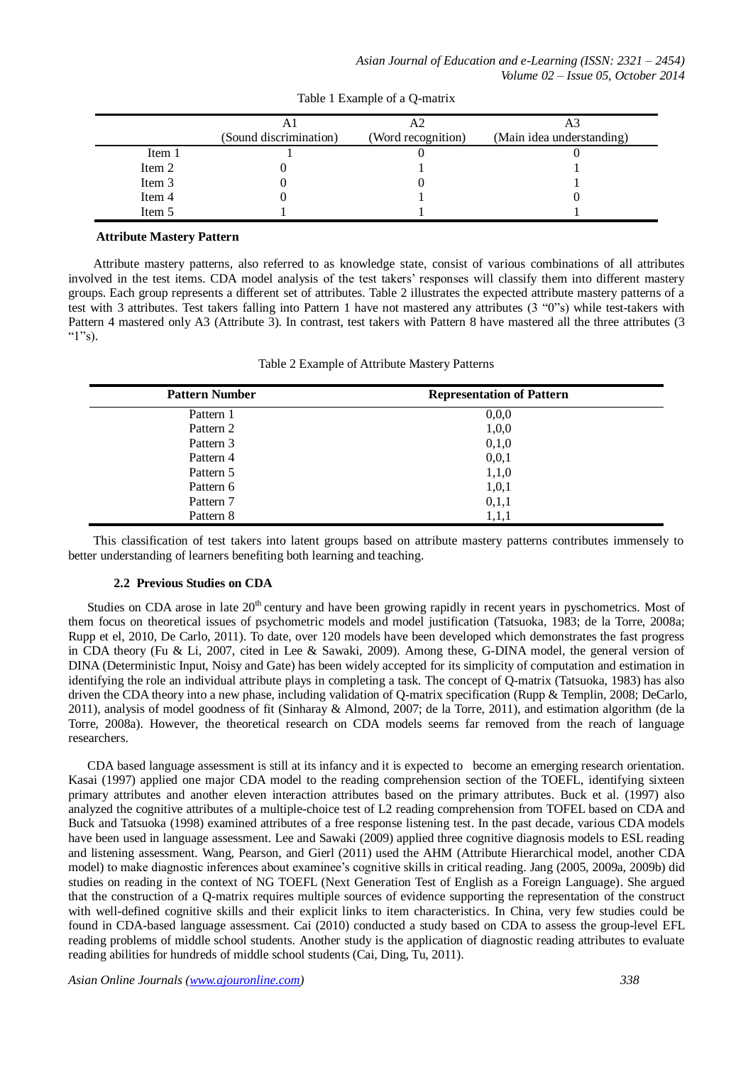Table 1 Example of a Q-matrix

| | A1 (Sound discrimination) | A2 (Word recognition) | A3 (Main idea understanding) |
|---|---|---|---|
| Item 1 | 1 | 0 | 0 |
| Item 2 | 0 | 1 | 1 |
| Item 3 | 0 | 0 | 1 |
| Item 4 | 0 | 1 | 0 |
| Item 5 | 1 | 1 | 1 |

**Attribute Mastery Pattern**

Attribute mastery patterns, also referred to as knowledge state, consist of various combinations of all attributes involved in the test items. CDA model analysis of the test takers' responses will classify them into different mastery groups. Each group represents a different set of attributes. Table 2 illustrates the expected attribute mastery patterns of a test with 3 attributes. Test takers falling into Pattern 1 have not mastered any attributes (3 "0"s) while test-takers with Pattern 4 mastered only A3 (Attribute 3). In contrast, test takers with Pattern 8 have mastered all the three attributes (3 "1"s).

Table 2 Example of Attribute Mastery Patterns

| Pattern Number | Representation of Pattern |
|---|---|
| Pattern 1 | 0,0,0 |
| Pattern 2 | 1,0,0 |
| Pattern 3 | 0,1,0 |
| Pattern 4 | 0,0,1 |
| Pattern 5 | 1,1,0 |
| Pattern 6 | 1,0,1 |
| Pattern 7 | 0,1,1 |
| Pattern 8 | 1,1,1 |

This classification of test takers into latent groups based on attribute mastery patterns contributes immensely to better understanding of learners benefiting both learning and teaching.

### 2.2 Previous Studies on CDA

Studies on CDA arose in late 20th century and have been growing rapidly in recent years in pyschometrics. Most of them focus on theoretical issues of psychometric models and model justification (Tatsuoka, 1983; de la Torre, 2008a; Rupp et el, 2010, De Carlo, 2011). To date, over 120 models have been developed which demonstrates the fast progress in CDA theory (Fu & Li, 2007, cited in Lee & Sawaki, 2009). Among these, G-DINA model, the general version of DINA (Deterministic Input, Noisy and Gate) has been widely accepted for its simplicity of computation and estimation in identifying the role an individual attribute plays in completing a task. The concept of Q-matrix (Tatsuoka, 1983) has also driven the CDA theory into a new phase, including validation of Q-matrix specification (Rupp & Templin, 2008; DeCarlo, 2011), analysis of model goodness of fit (Sinharay & Almond, 2007; de la Torre, 2011), and estimation algorithm (de la Torre, 2008a). However, the theoretical research on CDA models seems far removed from the reach of language researchers.

CDA based language assessment is still at its infancy and it is expected to become an emerging research orientation. Kasai (1997) applied one major CDA model to the reading comprehension section of the TOEFL, identifying sixteen primary attributes and another eleven interaction attributes based on the primary attributes. Buck et al. (1997) also analyzed the cognitive attributes of a multiple-choice test of L2 reading comprehension from TOFEL based on CDA and Buck and Tatsuoka (1998) examined attributes of a free response listening test. In the past decade, various CDA models have been used in language assessment. Lee and Sawaki (2009) applied three cognitive diagnosis models to ESL reading and listening assessment. Wang, Pearson, and Gierl (2011) used the AHM (Attribute Hierarchical model, another CDA model) to make diagnostic inferences about examinee's cognitive skills in critical reading. Jang (2005, 2009a, 2009b) did studies on reading in the context of NG TOEFL (Next Generation Test of English as a Foreign Language). She argued that the construction of a Q-matrix requires multiple sources of evidence supporting the representation of the construct with well-defined cognitive skills and their explicit links to item characteristics. In China, very few studies could be found in CDA-based language assessment. Cai (2010) conducted a study based on CDA to assess the group-level EFL reading problems of middle school students. Another study is the application of diagnostic reading attributes to evaluate reading abilities for hundreds of middle school students (Cai, Ding, Tu, 2011).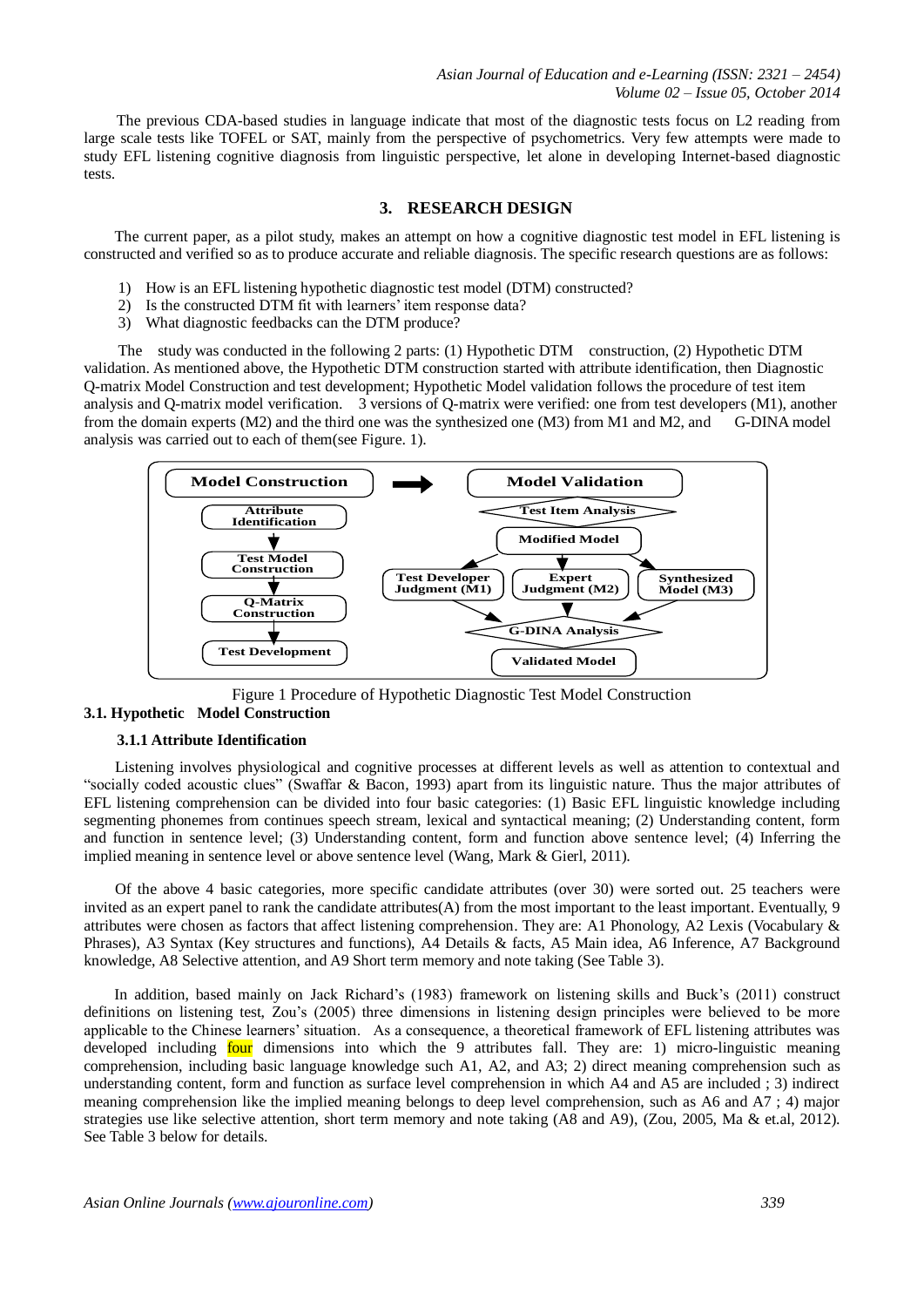The previous CDA-based studies in language indicate that most of the diagnostic tests focus on L2 reading from large scale tests like TOFEL or SAT, mainly from the perspective of psychometrics. Very few attempts were made to study EFL listening cognitive diagnosis from linguistic perspective, let alone in developing Internet-based diagnostic tests.

## 3. RESEARCH DESIGN

The current paper, as a pilot study, makes an attempt on how a cognitive diagnostic test model in EFL listening is constructed and verified so as to produce accurate and reliable diagnosis. The specific research questions are as follows:

1) How is an EFL listening hypothetic diagnostic test model (DTM) constructed?
2) Is the constructed DTM fit with learners' item response data?
3) What diagnostic feedbacks can the DTM produce?

The study was conducted in the following 2 parts: (1) Hypothetic DTM construction, (2) Hypothetic DTM validation. As mentioned above, the Hypothetic DTM construction started with attribute identification, then Diagnostic Q-matrix Model Construction and test development; Hypothetic Model validation follows the procedure of test item analysis and Q-matrix model verification. 3 versions of Q-matrix were verified: one from test developers (M1), another from the domain experts (M2) and the third one was the synthesized one (M3) from M1 and M2, and G-DINA model analysis was carried out to each of them(see Figure. 1).

Model Construction → Model Validation

Attribute Identification → Test Model Construction → Q-Matrix Construction → Test Development

Test Item Analysis → Modified Model → Test Developer Judgment (M1) / Expert Judgment (M2) / Synthesized Model (M3) → G-DINA Analysis → Validated Model

Figure 1 Procedure of Hypothetic Diagnostic Test Model Construction

### 3.1. Hypothetic Model Construction

#### 3.1.1 Attribute Identification

Listening involves physiological and cognitive processes at different levels as well as attention to contextual and "socially coded acoustic clues" (Swaffar & Bacon, 1993) apart from its linguistic nature. Thus the major attributes of EFL listening comprehension can be divided into four basic categories: (1) Basic EFL linguistic knowledge including segmenting phonemes from continues speech stream, lexical and syntactical meaning; (2) Understanding content, form and function in sentence level; (3) Understanding content, form and function above sentence level; (4) Inferring the implied meaning in sentence level or above sentence level (Wang, Mark & Gierl, 2011).

Of the above 4 basic categories, more specific candidate attributes (over 30) were sorted out. 25 teachers were invited as an expert panel to rank the candidate attributes(A) from the most important to the least important. Eventually, 9 attributes were chosen as factors that affect listening comprehension. They are: A1 Phonology, A2 Lexis (Vocabulary & Phrases), A3 Syntax (Key structures and functions), A4 Details & facts, A5 Main idea, A6 Inference, A7 Background knowledge, A8 Selective attention, and A9 Short term memory and note taking (See Table 3).

In addition, based mainly on Jack Richard's (1983) framework on listening skills and Buck's (2011) construct definitions on listening test, Zou's (2005) three dimensions in listening design principles were believed to be more applicable to the Chinese learners' situation. As a consequence, a theoretical framework of EFL listening attributes was developed including four dimensions into which the 9 attributes fall. They are: 1) micro-linguistic meaning comprehension, including basic language knowledge such A1, A2, and A3; 2) direct meaning comprehension such as understanding content, form and function as surface level comprehension in which A4 and A5 are included ; 3) indirect meaning comprehension like the implied meaning belongs to deep level comprehension, such as A6 and A7 ; 4) major strategies use like selective attention, short term memory and note taking (A8 and A9), (Zou, 2005, Ma & et.al, 2012). See Table 3 below for details.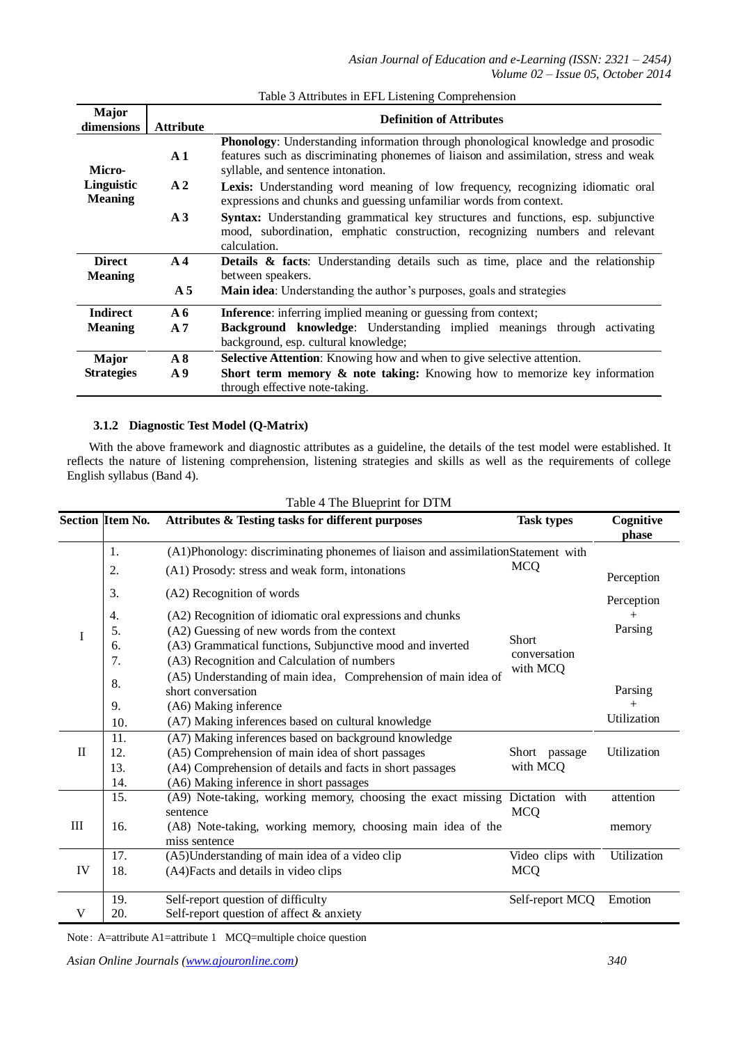Table 3 Attributes in EFL Listening Comprehension

| Major dimensions | Attribute | Definition of Attributes |
|---|---|---|
| Micro-Linguistic Meaning | A 1 | **Phonology**: Understanding information through phonological knowledge and prosodic features such as discriminating phonemes of liaison and assimilation, stress and weak syllable, and sentence intonation. |
| | A 2 | **Lexis:** Understanding word meaning of low frequency, recognizing idiomatic oral expressions and chunks and guessing unfamiliar words from context. |
| | A 3 | **Syntax:** Understanding grammatical key structures and functions, esp. subjunctive mood, subordination, emphatic construction, recognizing numbers and relevant calculation. |
| Direct Meaning | A 4 | **Details & facts**: Understanding details such as time, place and the relationship between speakers. |
| | A 5 | **Main idea**: Understanding the author's purposes, goals and strategies |
| Indirect Meaning | A 6 | **Inference**: inferring implied meaning or guessing from context; |
| | A 7 | **Background knowledge**: Understanding implied meanings through activating background, esp. cultural knowledge; |
| Major Strategies | A 8 | **Selective Attention**: Knowing how and when to give selective attention. |
| | A 9 | **Short term memory & note taking:** Knowing how to memorize key information through effective note-taking. |

### 3.1.2 Diagnostic Test Model (Q-Matrix)

With the above framework and diagnostic attributes as a guideline, the details of the test model were established. It reflects the nature of listening comprehension, listening strategies and skills as well as the requirements of college English syllabus (Band 4).

Table 4 The Blueprint for DTM

| Section | Item No. | Attributes & Testing tasks for different purposes | Task types | Cognitive phase |
|---|---|---|---|---|
| I | 1. | (A1)Phonology: discriminating phonemes of liaison and assimilation | Statement with MCQ | Perception |
| | 2. | (A1) Prosody: stress and weak form, intonations | | |
| | 3. | (A2) Recognition of words | Short conversation with MCQ | Perception + Parsing |
| | 4. | (A2) Recognition of idiomatic oral expressions and chunks | | |
| | 5. | (A2) Guessing of new words from the context | | |
| | 6. | (A3) Grammatical functions, Subjunctive mood and inverted | | |
| | 7. | (A3) Recognition and Calculation of numbers | | |
| | 8. | (A5) Understanding of main idea，Comprehension of main idea of short conversation | | Parsing + Utilization |
| | 9. | (A6) Making inference | | |
| | 10. | (A7) Making inferences based on cultural knowledge | | |
| II | 11. | (A7) Making inferences based on background knowledge | Short passage with MCQ | Utilization |
| | 12. | (A5) Comprehension of main idea of short passages | | |
| | 13. | (A4) Comprehension of details and facts in short passages | | |
| | 14. | (A6) Making inference in short passages | | |
| III | 15. | (A9) Note-taking, working memory, choosing the exact missing sentence | Dictation with MCQ | attention |
| | 16. | (A8) Note-taking, working memory, choosing main idea of the miss sentence | | memory |
| IV | 17. | (A5)Understanding of main idea of a video clip | Video clips with MCQ | Utilization |
| | 18. | (A4)Facts and details in video clips | | |
| V | 19. | Self-report question of difficulty | Self-report MCQ | Emotion |
| | 20. | Self-report question of affect & anxiety | | |

Note：A=attribute A1=attribute 1 MCQ=multiple choice question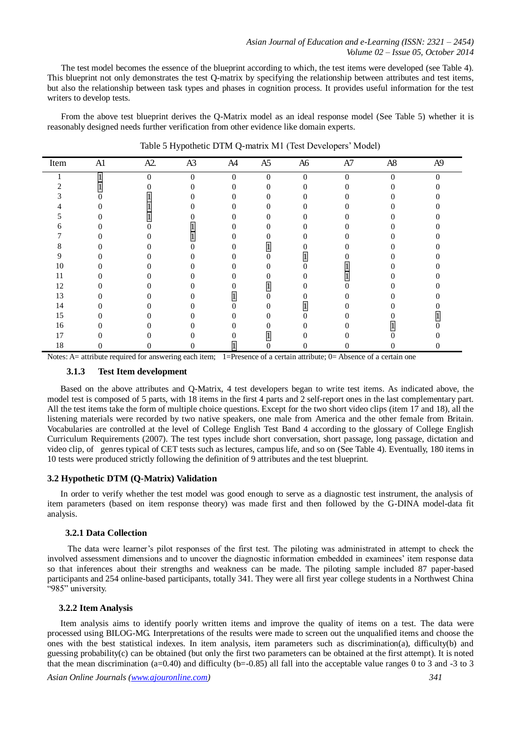The test model becomes the essence of the blueprint according to which, the test items were developed (see Table 4). This blueprint not only demonstrates the test Q-matrix by specifying the relationship between attributes and test items, but also the relationship between task types and phases in cognition process. It provides useful information for the test writers to develop tests.

From the above test blueprint derives the Q-Matrix model as an ideal response model (See Table 5) whether it is reasonably designed needs further verification from other evidence like domain experts.

Table 5 Hypothetic DTM Q-matrix M1 (Test Developers' Model)

| Item | A1 | A2. | A3 | A4 | A5 | A6 | A7 | A8 | A9 |
|---|---|---|---|---|---|---|---|---|---|
| 1 | 1 | 0 | 0 | 0 | 0 | 0 | 0 | 0 | 0 |
| 2 | 1 | 0 | 0 | 0 | 0 | 0 | 0 | 0 | 0 |
| 3 | 0 | 1 | 0 | 0 | 0 | 0 | 0 | 0 | 0 |
| 4 | 0 | 1 | 0 | 0 | 0 | 0 | 0 | 0 | 0 |
| 5 | 0 | 1 | 0 | 0 | 0 | 0 | 0 | 0 | 0 |
| 6 | 0 | 0 | 1 | 0 | 0 | 0 | 0 | 0 | 0 |
| 7 | 0 | 0 | 1 | 0 | 0 | 0 | 0 | 0 | 0 |
| 8 | 0 | 0 | 0 | 0 | 1 | 0 | 0 | 0 | 0 |
| 9 | 0 | 0 | 0 | 0 | 0 | 1 | 0 | 0 | 0 |
| 10 | 0 | 0 | 0 | 0 | 0 | 0 | 1 | 0 | 0 |
| 11 | 0 | 0 | 0 | 0 | 0 | 0 | 1 | 0 | 0 |
| 12 | 0 | 0 | 0 | 0 | 1 | 0 | 0 | 0 | 0 |
| 13 | 0 | 0 | 0 | 1 | 0 | 0 | 0 | 0 | 0 |
| 14 | 0 | 0 | 0 | 0 | 0 | 1 | 0 | 0 | 0 |
| 15 | 0 | 0 | 0 | 0 | 0 | 0 | 0 | 0 | 1 |
| 16 | 0 | 0 | 0 | 0 | 0 | 0 | 0 | 1 | 0 |
| 17 | 0 | 0 | 0 | 0 | 1 | 0 | 0 | 0 | 0 |
| 18 | 0 | 0 | 0 | 1 | 0 | 0 | 0 | 0 | 0 |

Notes: A= attribute required for answering each item; 1=Presence of a certain attribute; 0= Absence of a certain one

#### 3.1.3 Test Item development

Based on the above attributes and Q-Matrix, 4 test developers began to write test items. As indicated above, the model test is composed of 5 parts, with 18 items in the first 4 parts and 2 self-report ones in the last complementary part. All the test items take the form of multiple choice questions. Except for the two short video clips (item 17 and 18), all the listening materials were recorded by two native speakers, one male from America and the other female from Britain. Vocabularies are controlled at the level of College English Test Band 4 according to the glossary of College English Curriculum Requirements (2007). The test types include short conversation, short passage, long passage, dictation and video clip, of genres typical of CET tests such as lectures, campus life, and so on (See Table 4). Eventually, 180 items in 10 tests were produced strictly following the definition of 9 attributes and the test blueprint.

### 3.2 Hypothetic DTM (Q-Matrix) Validation

In order to verify whether the test model was good enough to serve as a diagnostic test instrument, the analysis of item parameters (based on item response theory) was made first and then followed by the G-DINA model-data fit analysis.

#### 3.2.1 Data Collection

The data were learner's pilot responses of the first test. The piloting was administrated in attempt to check the involved assessment dimensions and to uncover the diagnostic information embedded in examinees' item response data so that inferences about their strengths and weakness can be made. The piloting sample included 87 paper-based participants and 254 online-based participants, totally 341. They were all first year college students in a Northwest China "985" university.

#### 3.2.2 Item Analysis

Item analysis aims to identify poorly written items and improve the quality of items on a test. The data were processed using BILOG-MG. Interpretations of the results were made to screen out the unqualified items and choose the ones with the best statistical indexes. In item analysis, item parameters such as discrimination(a), difficulty(b) and guessing probability(c) can be obtained (but only the first two parameters can be obtained at the first attempt). It is noted that the mean discrimination (a=0.40) and difficulty (b=-0.85) all fall into the acceptable value ranges 0 to 3 and -3 to 3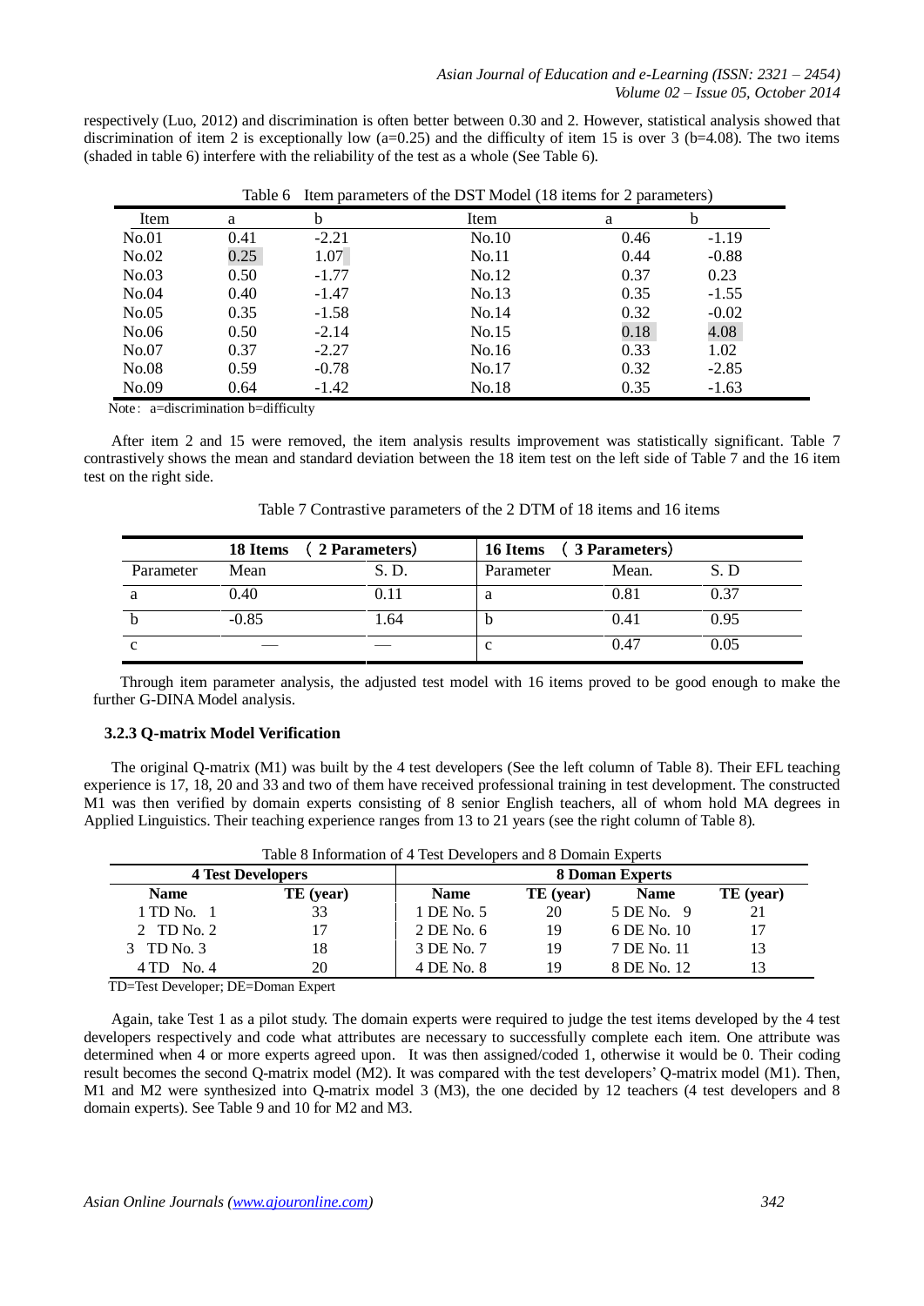respectively (Luo, 2012) and discrimination is often better between 0.30 and 2. However, statistical analysis showed that discrimination of item 2 is exceptionally low (a=0.25) and the difficulty of item 15 is over 3 (b=4.08). The two items (shaded in table 6) interfere with the reliability of the test as a whole (See Table 6).

Table 6 Item parameters of the DST Model (18 items for 2 parameters)

| Item | a | b | Item | a | b |
|---|---|---|---|---|---|
| No.01 | 0.41 | -2.21 | No.10 | 0.46 | -1.19 |
| No.02 | 0.25 | 1.07 | No.11 | 0.44 | -0.88 |
| No.03 | 0.50 | -1.77 | No.12 | 0.37 | 0.23 |
| No.04 | 0.40 | -1.47 | No.13 | 0.35 | -1.55 |
| No.05 | 0.35 | -1.58 | No.14 | 0.32 | -0.02 |
| No.06 | 0.50 | -2.14 | No.15 | 0.18 | 4.08 |
| No.07 | 0.37 | -2.27 | No.16 | 0.33 | 1.02 |
| No.08 | 0.59 | -0.78 | No.17 | 0.32 | -2.85 |
| No.09 | 0.64 | -1.42 | No.18 | 0.35 | -1.63 |

Note: a=discrimination b=difficulty

After item 2 and 15 were removed, the item analysis results improvement was statistically significant. Table 7 contrastively shows the mean and standard deviation between the 18 item test on the left side of Table 7 and the 16 item test on the right side.

Table 7 Contrastive parameters of the 2 DTM of 18 items and 16 items

| | **18 Items （2 Parameters）** | | **16 Items （3 Parameters）** | | |
|---|---|---|---|---|---|
| Parameter | Mean | S. D. | Parameter | Mean. | S. D |
| a | 0.40 | 0.11 | a | 0.81 | 0.37 |
| b | -0.85 | 1.64 | b | 0.41 | 0.95 |
| c | — | — | c | 0.47 | 0.05 |

Through item parameter analysis, the adjusted test model with 16 items proved to be good enough to make the further G-DINA Model analysis.

### 3.2.3 Q-matrix Model Verification

The original Q-matrix (M1) was built by the 4 test developers (See the left column of Table 8). Their EFL teaching experience is 17, 18, 20 and 33 and two of them have received professional training in test development. The constructed M1 was then verified by domain experts consisting of 8 senior English teachers, all of whom hold MA degrees in Applied Linguistics. Their teaching experience ranges from 13 to 21 years (see the right column of Table 8).

Table 8 Information of 4 Test Developers and 8 Domain Experts

| **4 Test Developers** | | **8 Doman Experts** | | | |
|---|---|---|---|---|---|
| **Name** | **TE (year)** | **Name** | **TE (year)** | **Name** | **TE (year)** |
| 1 TD No. 1 | 33 | 1 DE No. 5 | 20 | 5 DE No. 9 | 21 |
| 2 TD No. 2 | 17 | 2 DE No. 6 | 19 | 6 DE No. 10 | 17 |
| 3 TD No. 3 | 18 | 3 DE No. 7 | 19 | 7 DE No. 11 | 13 |
| 4 TD No. 4 | 20 | 4 DE No. 8 | 19 | 8 DE No. 12 | 13 |

TD=Test Developer; DE=Doman Expert

Again, take Test 1 as a pilot study. The domain experts were required to judge the test items developed by the 4 test developers respectively and code what attributes are necessary to successfully complete each item. One attribute was determined when 4 or more experts agreed upon. It was then assigned/coded 1, otherwise it would be 0. Their coding result becomes the second Q-matrix model (M2). It was compared with the test developers' Q-matrix model (M1). Then, M1 and M2 were synthesized into Q-matrix model 3 (M3), the one decided by 12 teachers (4 test developers and 8 domain experts). See Table 9 and 10 for M2 and M3.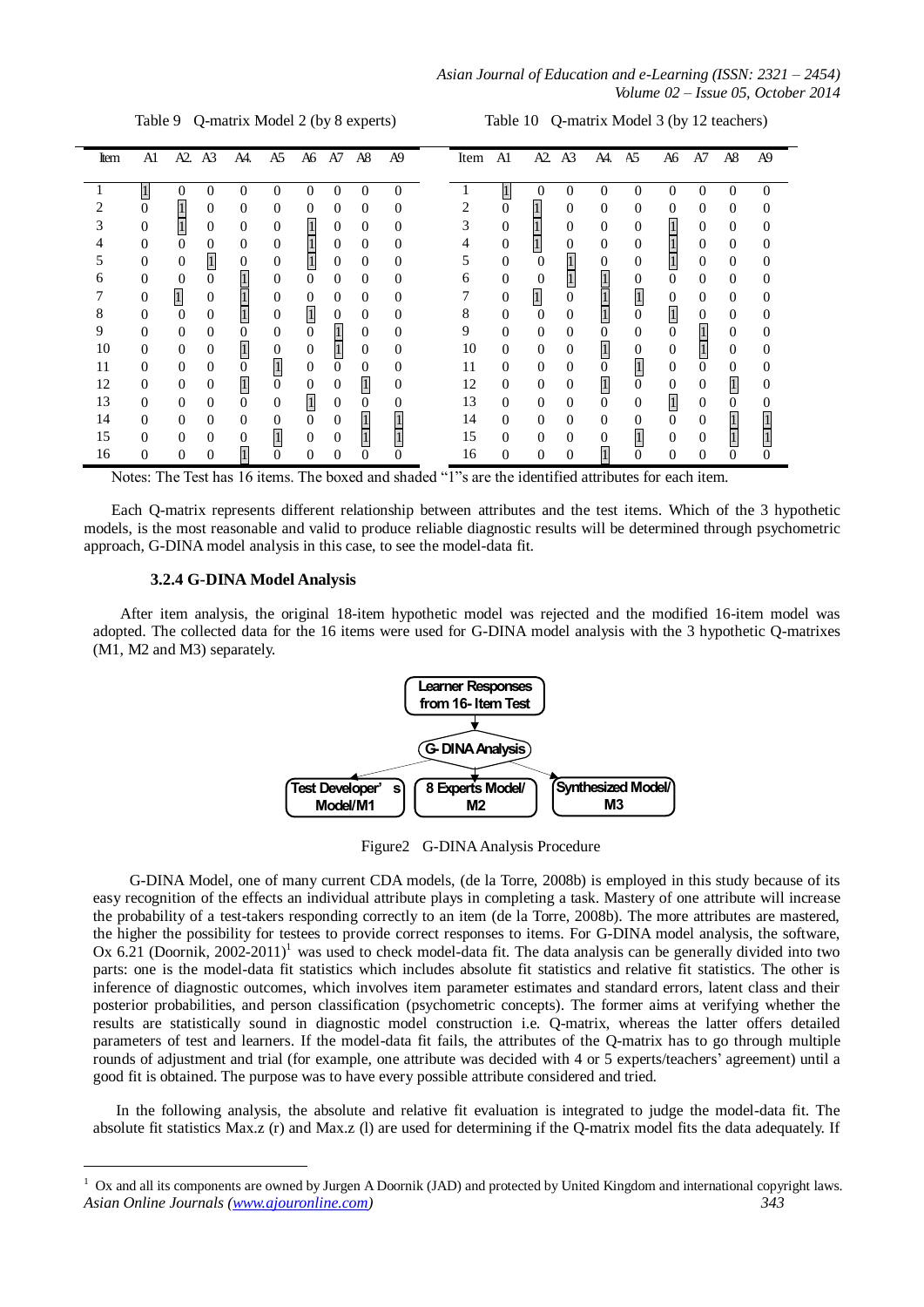Table 9 Q-matrix Model 2 (by 8 experts)

| Item | A1 | A2 | A3 | A4 | A5 | A6 | A7 | A8 | A9 |
|---|---|---|---|---|---|---|---|---|---|
| 1 | 1 | 0 | 0 | 0 | 0 | 0 | 0 | 0 | 0 |
| 2 | 0 | 1 | 0 | 0 | 0 | 0 | 0 | 0 | 0 |
| 3 | 0 | 1 | 0 | 0 | 0 | 1 | 0 | 0 | 0 |
| 4 | 0 | 0 | 0 | 0 | 0 | 1 | 0 | 0 | 0 |
| 5 | 0 | 0 | 1 | 0 | 0 | 1 | 0 | 0 | 0 |
| 6 | 0 | 0 | 0 | 1 | 0 | 0 | 0 | 0 | 0 |
| 7 | 0 | 1 | 0 | 1 | 0 | 0 | 0 | 0 | 0 |
| 8 | 0 | 0 | 0 | 1 | 0 | 1 | 0 | 0 | 0 |
| 9 | 0 | 0 | 0 | 0 | 0 | 0 | 1 | 0 | 0 |
| 10 | 0 | 0 | 0 | 1 | 0 | 0 | 1 | 0 | 0 |
| 11 | 0 | 0 | 0 | 0 | 1 | 0 | 0 | 0 | 0 |
| 12 | 0 | 0 | 0 | 1 | 0 | 0 | 0 | 1 | 0 |
| 13 | 0 | 0 | 0 | 0 | 0 | 1 | 0 | 0 | 0 |
| 14 | 0 | 0 | 0 | 0 | 0 | 0 | 0 | 1 | 1 |
| 15 | 0 | 0 | 0 | 0 | 1 | 0 | 0 | 1 | 1 |
| 16 | 0 | 0 | 0 | 1 | 0 | 0 | 0 | 0 | 0 |

Table 10 Q-matrix Model 3 (by 12 teachers)

| Item | A1 | A2 | A3 | A4 | A5 | A6 | A7 | A8 | A9 |
|---|---|---|---|---|---|---|---|---|---|
| 1 | 1 | 0 | 0 | 0 | 0 | 0 | 0 | 0 | 0 |
| 2 | 0 | 1 | 0 | 0 | 0 | 0 | 0 | 0 | 0 |
| 3 | 0 | 1 | 0 | 0 | 0 | 1 | 0 | 0 | 0 |
| 4 | 0 | 1 | 0 | 0 | 0 | 1 | 0 | 0 | 0 |
| 5 | 0 | 0 | 1 | 0 | 0 | 1 | 0 | 0 | 0 |
| 6 | 0 | 0 | 1 | 1 | 0 | 0 | 0 | 0 | 0 |
| 7 | 0 | 1 | 0 | 1 | 1 | 0 | 0 | 0 | 0 |
| 8 | 0 | 0 | 0 | 1 | 0 | 1 | 0 | 0 | 0 |
| 9 | 0 | 0 | 0 | 0 | 0 | 0 | 1 | 0 | 0 |
| 10 | 0 | 0 | 0 | 1 | 0 | 0 | 1 | 0 | 0 |
| 11 | 0 | 0 | 0 | 0 | 1 | 0 | 0 | 0 | 0 |
| 12 | 0 | 0 | 0 | 1 | 0 | 0 | 0 | 1 | 0 |
| 13 | 0 | 0 | 0 | 0 | 0 | 1 | 0 | 0 | 0 |
| 14 | 0 | 0 | 0 | 0 | 0 | 0 | 0 | 1 | 1 |
| 15 | 0 | 0 | 0 | 0 | 1 | 0 | 0 | 1 | 1 |
| 16 | 0 | 0 | 0 | 1 | 0 | 0 | 0 | 0 | 0 |

Notes: The Test has 16 items. The boxed and shaded "1"s are the identified attributes for each item.

Each Q-matrix represents different relationship between attributes and the test items. Which of the 3 hypothetic models, is the most reasonable and valid to produce reliable diagnostic results will be determined through psychometric approach, G-DINA model analysis in this case, to see the model-data fit.

#### 3.2.4 G-DINA Model Analysis

After item analysis, the original 18-item hypothetic model was rejected and the modified 16-item model was adopted. The collected data for the 16 items were used for G-DINA model analysis with the 3 hypothetic Q-matrixes (M1, M2 and M3) separately.

Learner Responses from 16- Item Test → G- DINA Analysis → Test Developer's Model/M1 | 8 Experts Model/ M2 | Synthesized Model/ M3

Figure2 G-DINA Analysis Procedure

G-DINA Model, one of many current CDA models, (de la Torre, 2008b) is employed in this study because of its easy recognition of the effects an individual attribute plays in completing a task. Mastery of one attribute will increase the probability of a test-takers responding correctly to an item (de la Torre, 2008b). The more attributes are mastered, the higher the possibility for testees to provide correct responses to items. For G-DINA model analysis, the software, Ox 6.21 (Doornik, 2002-2011)[1] was used to check model-data fit. The data analysis can be generally divided into two parts: one is the model-data fit statistics which includes absolute fit statistics and relative fit statistics. The other is inference of diagnostic outcomes, which involves item parameter estimates and standard errors, latent class and their posterior probabilities, and person classification (psychometric concepts). The former aims at verifying whether the results are statistically sound in diagnostic model construction i.e. Q-matrix, whereas the latter offers detailed parameters of test and learners. If the model-data fit fails, the attributes of the Q-matrix has to go through multiple rounds of adjustment and trial (for example, one attribute was decided with 4 or 5 experts/teachers' agreement) until a good fit is obtained. The purpose was to have every possible attribute considered and tried.

In the following analysis, the absolute and relative fit evaluation is integrated to judge the model-data fit. The absolute fit statistics Max.z (r) and Max.z (l) are used for determining if the Q-matrix model fits the data adequately. If

[1] Ox and all its components are owned by Jurgen A Doornik (JAD) and protected by United Kingdom and international copyright laws.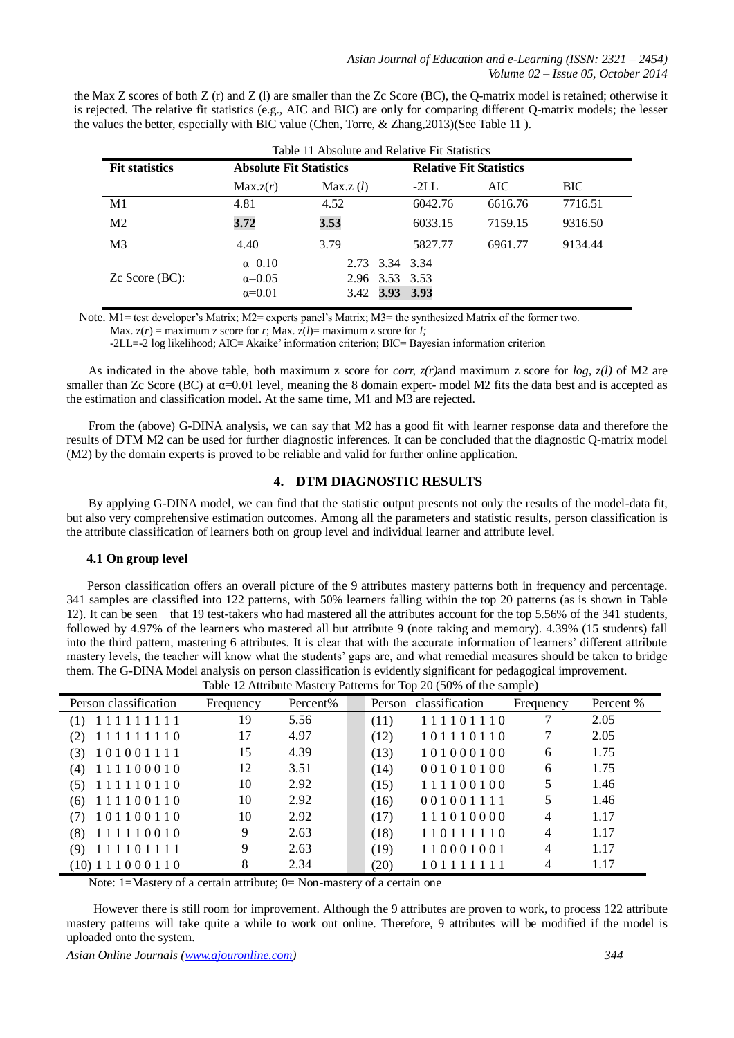the Max Z scores of both Z (r) and Z (l) are smaller than the Zc Score (BC), the Q-matrix model is retained; otherwise it is rejected. The relative fit statistics (e.g., AIC and BIC) are only for comparing different Q-matrix models; the lesser the values the better, especially with BIC value (Chen, Torre, & Zhang,2013)(See Table 11 ).

Table 11 Absolute and Relative Fit Statistics

| Fit statistics | Absolute Fit Statistics | | Relative Fit Statistics | | |
|---|---|---|---|---|---|
| | Max.z(*r*) | Max.z (*l*) | -2LL | AIC | BIC |
| M1 | 4.81 | 4.52 | 6042.76 | 6616.76 | 7716.51 |
| M2 | **3.72** | **3.53** | 6033.15 | 7159.15 | 9316.50 |
| M3 | 4.40 | 3.79 | 5827.77 | 6961.77 | 9134.44 |
| Zc Score (BC): | α=0.10 | 2.73 3.34 3.34 | | | |
| | α=0.05 | 2.96 3.53 3.53 | | | |
| | α=0.01 | 3.42 **3.93 3.93** | | | |

Note. M1= test developer's Matrix; M2= experts panel's Matrix; M3= the synthesized Matrix of the former two.
Max. z(*r*) = maximum z score for *r*; Max. z(*l*)= maximum z score for *l;*
-2LL=-2 log likelihood; AIC= Akaike' information criterion; BIC= Bayesian information criterion

As indicated in the above table, both maximum z score for *corr, z(r)*and maximum z score for *log, z(l)* of M2 are smaller than Zc Score (BC) at α=0.01 level, meaning the 8 domain expert- model M2 fits the data best and is accepted as the estimation and classification model. At the same time, M1 and M3 are rejected.

From the (above) G-DINA analysis, we can say that M2 has a good fit with learner response data and therefore the results of DTM M2 can be used for further diagnostic inferences. It can be concluded that the diagnostic Q-matrix model (M2) by the domain experts is proved to be reliable and valid for further online application.

## 4. DTM DIAGNOSTIC RESULTS

By applying G-DINA model, we can find that the statistic output presents not only the results of the model-data fit, but also very comprehensive estimation outcomes. Among all the parameters and statistic results, person classification is the attribute classification of learners both on group level and individual learner and attribute level.

### 4.1 On group level

Person classification offers an overall picture of the 9 attributes mastery patterns both in frequency and percentage. 341 samples are classified into 122 patterns, with 50% learners falling within the top 20 patterns (as is shown in Table 12). It can be seen that 19 test-takers who had mastered all the attributes account for the top 5.56% of the 341 students, followed by 4.97% of the learners who mastered all but attribute 9 (note taking and memory). 4.39% (15 students) fall into the third pattern, mastering 6 attributes. It is clear that with the accurate information of learners' different attribute mastery levels, the teacher will know what the students' gaps are, and what remedial measures should be taken to bridge them. The G-DINA Model analysis on person classification is evidently significant for pedagogical improvement.

Table 12 Attribute Mastery Patterns for Top 20 (50% of the sample)

| Person classification | Frequency | Percent% | Person classification | Frequency | Percent % |
|---|---|---|---|---|---|
| (1) 1 1 1 1 1 1 1 1 1 | 19 | 5.56 | (11) 1 1 1 1 0 1 1 1 0 | 7 | 2.05 |
| (2) 1 1 1 1 1 1 1 1 0 | 17 | 4.97 | (12) 1 0 1 1 1 0 1 1 0 | 7 | 2.05 |
| (3) 1 0 1 0 0 1 1 1 1 | 15 | 4.39 | (13) 1 0 1 0 0 0 1 0 0 | 6 | 1.75 |
| (4) 1 1 1 1 0 0 0 1 0 | 12 | 3.51 | (14) 0 0 1 0 1 0 1 0 0 | 6 | 1.75 |
| (5) 1 1 1 1 1 0 1 1 0 | 10 | 2.92 | (15) 1 1 1 1 0 0 1 0 0 | 5 | 1.46 |
| (6) 1 1 1 1 0 0 1 1 0 | 10 | 2.92 | (16) 0 0 1 0 0 1 1 1 1 | 5 | 1.46 |
| (7) 1 0 1 1 0 0 1 1 0 | 10 | 2.92 | (17) 1 1 1 0 1 0 0 0 0 | 4 | 1.17 |
| (8) 1 1 1 1 1 0 0 1 0 | 9 | 2.63 | (18) 1 1 0 1 1 1 1 1 0 | 4 | 1.17 |
| (9) 1 1 1 1 0 1 1 1 1 | 9 | 2.63 | (19) 1 1 0 0 0 1 0 0 1 | 4 | 1.17 |
| (10) 1 1 1 0 0 0 1 1 0 | 8 | 2.34 | (20) 1 0 1 1 1 1 1 1 1 | 4 | 1.17 |

Note: 1=Mastery of a certain attribute; 0= Non-mastery of a certain one

However there is still room for improvement. Although the 9 attributes are proven to work, to process 122 attribute mastery patterns will take quite a while to work out online. Therefore, 9 attributes will be modified if the model is uploaded onto the system.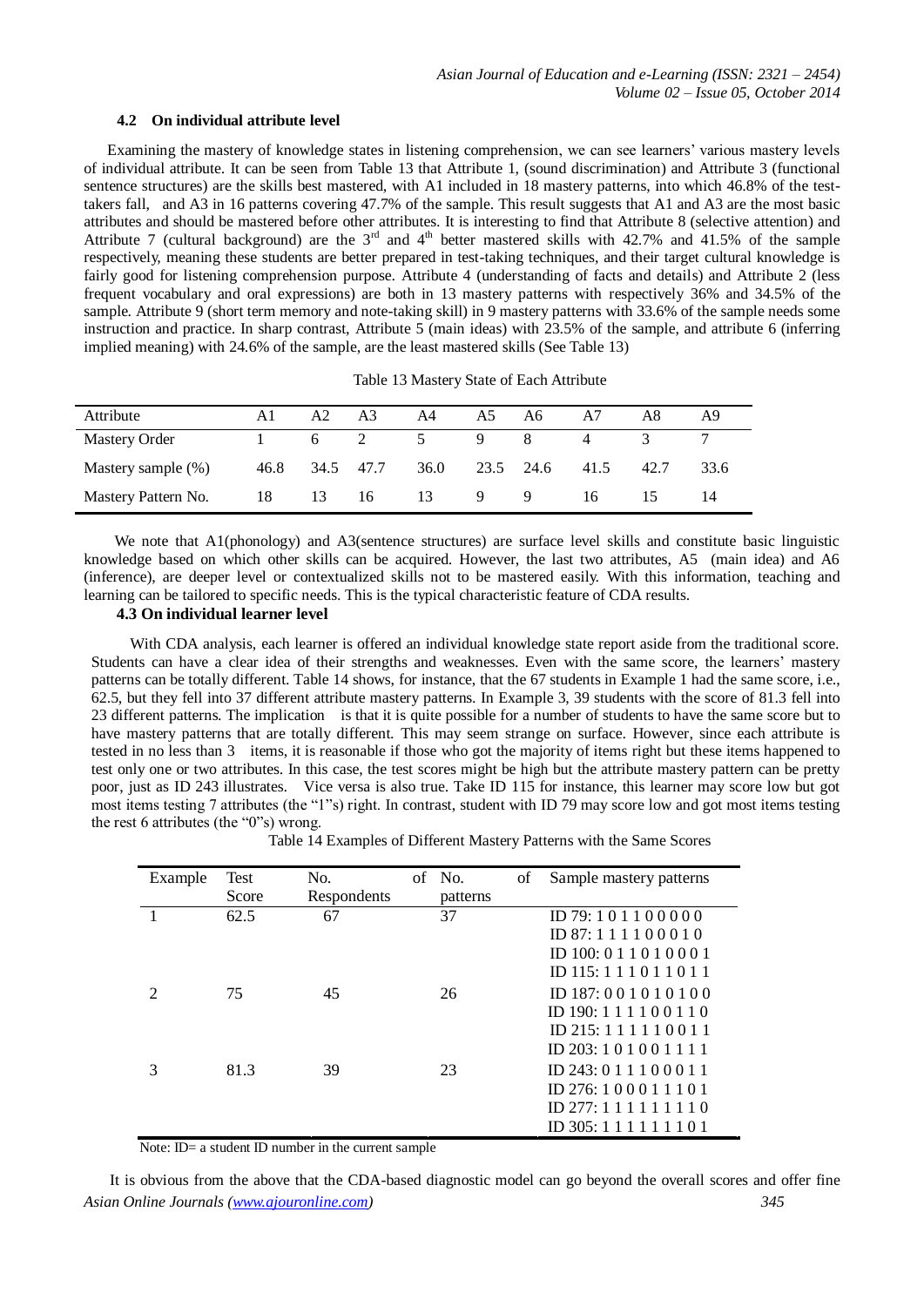### 4.2 On individual attribute level

Examining the mastery of knowledge states in listening comprehension, we can see learners' various mastery levels of individual attribute. It can be seen from Table 13 that Attribute 1, (sound discrimination) and Attribute 3 (functional sentence structures) are the skills best mastered, with A1 included in 18 mastery patterns, into which 46.8% of the test-takers fall, and A3 in 16 patterns covering 47.7% of the sample. This result suggests that A1 and A3 are the most basic attributes and should be mastered before other attributes. It is interesting to find that Attribute 8 (selective attention) and Attribute 7 (cultural background) are the 3rd and 4th better mastered skills with 42.7% and 41.5% of the sample respectively, meaning these students are better prepared in test-taking techniques, and their target cultural knowledge is fairly good for listening comprehension purpose. Attribute 4 (understanding of facts and details) and Attribute 2 (less frequent vocabulary and oral expressions) are both in 13 mastery patterns with respectively 36% and 34.5% of the sample. Attribute 9 (short term memory and note-taking skill) in 9 mastery patterns with 33.6% of the sample needs some instruction and practice. In sharp contrast, Attribute 5 (main ideas) with 23.5% of the sample, and attribute 6 (inferring implied meaning) with 24.6% of the sample, are the least mastered skills (See Table 13)

Table 13 Mastery State of Each Attribute

| Attribute | A1 | A2 | A3 | A4 | A5 | A6 | A7 | A8 | A9 |
|---|---|---|---|---|---|---|---|---|---|
| Mastery Order | 1 | 6 | 2 | 5 | 9 | 8 | 4 | 3 | 7 |
| Mastery sample (%) | 46.8 | 34.5 | 47.7 | 36.0 | 23.5 | 24.6 | 41.5 | 42.7 | 33.6 |
| Mastery Pattern No. | 18 | 13 | 16 | 13 | 9 | 9 | 16 | 15 | 14 |

We note that A1(phonology) and A3(sentence structures) are surface level skills and constitute basic linguistic knowledge based on which other skills can be acquired. However, the last two attributes, A5 (main idea) and A6 (inference), are deeper level or contextualized skills not to be mastered easily. With this information, teaching and learning can be tailored to specific needs. This is the typical characteristic feature of CDA results.

### 4.3 On individual learner level

With CDA analysis, each learner is offered an individual knowledge state report aside from the traditional score. Students can have a clear idea of their strengths and weaknesses. Even with the same score, the learners' mastery patterns can be totally different. Table 14 shows, for instance, that the 67 students in Example 1 had the same score, i.e., 62.5, but they fell into 37 different attribute mastery patterns. In Example 3, 39 students with the score of 81.3 fell into 23 different patterns. The implication is that it is quite possible for a number of students to have the same score but to have mastery patterns that are totally different. This may seem strange on surface. However, since each attribute is tested in no less than 3 items, it is reasonable if those who got the majority of items right but these items happened to test only one or two attributes. In this case, the test scores might be high but the attribute mastery pattern can be pretty poor, just as ID 243 illustrates. Vice versa is also true. Take ID 115 for instance, this learner may score low but got most items testing 7 attributes (the "1"s) right. In contrast, student with ID 79 may score low and got most items testing the rest 6 attributes (the "0"s) wrong.

Table 14 Examples of Different Mastery Patterns with the Same Scores

| Example | Test Score | No. of Respondents | No. of patterns | Sample mastery patterns |
|---|---|---|---|---|
| 1 | 62.5 | 67 | 37 | ID 79: 1 0 1 1 0 0 0 0 0<br>ID 87: 1 1 1 1 0 0 0 1 0<br>ID 100: 0 1 1 0 1 0 0 0 1<br>ID 115: 1 1 1 0 1 1 0 1 1 |
| 2 | 75 | 45 | 26 | ID 187: 0 0 1 0 1 0 1 0 0<br>ID 190: 1 1 1 1 0 0 1 1 0<br>ID 215: 1 1 1 1 1 0 0 1 1<br>ID 203: 1 0 1 0 0 1 1 1 1 |
| 3 | 81.3 | 39 | 23 | ID 243: 0 1 1 1 0 0 0 1 1<br>ID 276: 1 0 0 0 1 1 1 0 1<br>ID 277: 1 1 1 1 1 1 1 1 0<br>ID 305: 1 1 1 1 1 1 1 0 1 |

Note: ID= a student ID number in the current sample

It is obvious from the above that the CDA-based diagnostic model can go beyond the overall scores and offer fine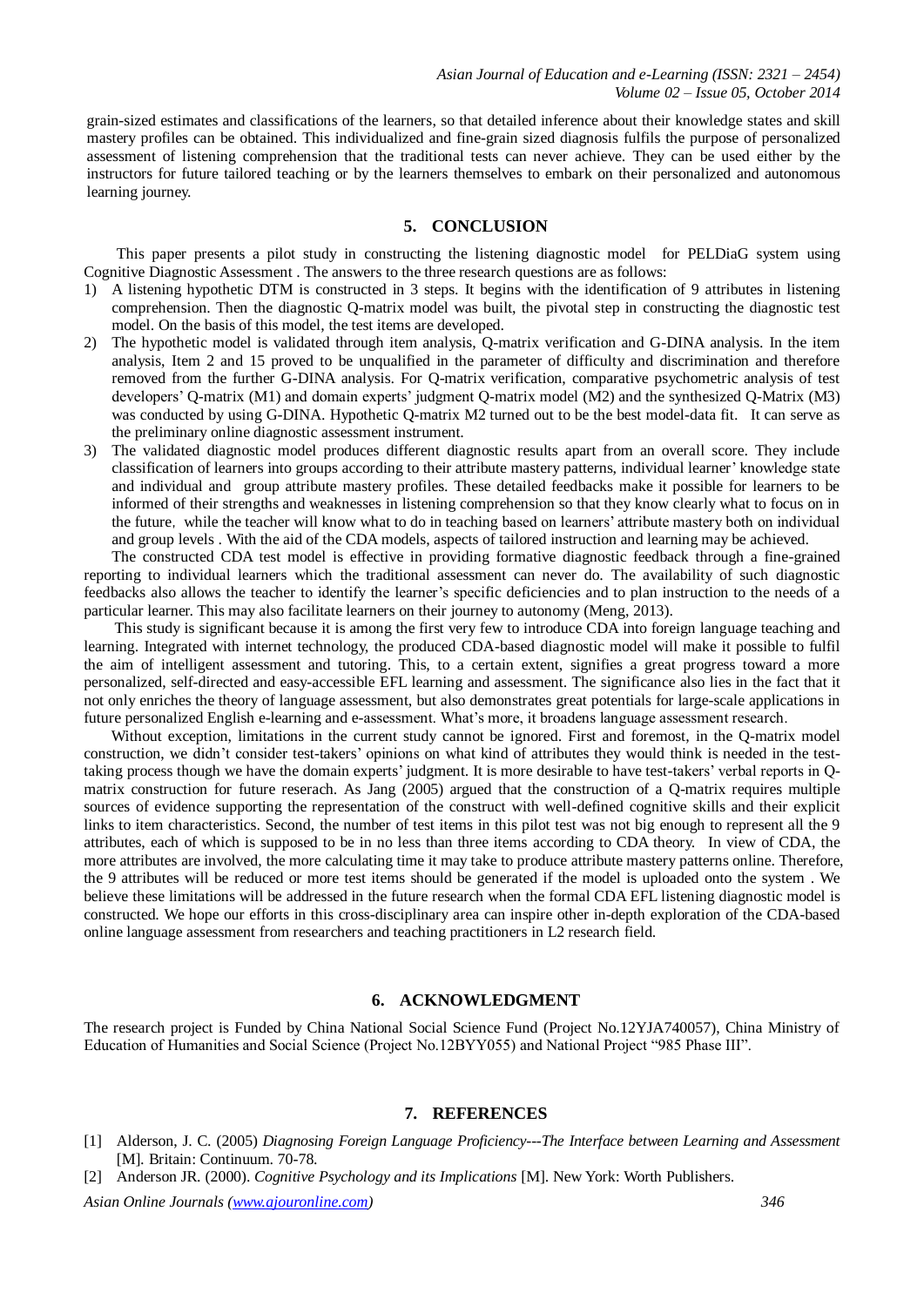grain-sized estimates and classifications of the learners, so that detailed inference about their knowledge states and skill mastery profiles can be obtained. This individualized and fine-grain sized diagnosis fulfils the purpose of personalized assessment of listening comprehension that the traditional tests can never achieve. They can be used either by the instructors for future tailored teaching or by the learners themselves to embark on their personalized and autonomous learning journey.

## 5. CONCLUSION

This paper presents a pilot study in constructing the listening diagnostic model for PELDiaG system using Cognitive Diagnostic Assessment . The answers to the three research questions are as follows:

1) A listening hypothetic DTM is constructed in 3 steps. It begins with the identification of 9 attributes in listening comprehension. Then the diagnostic Q-matrix model was built, the pivotal step in constructing the diagnostic test model. On the basis of this model, the test items are developed.
2) The hypothetic model is validated through item analysis, Q-matrix verification and G-DINA analysis. In the item analysis, Item 2 and 15 proved to be unqualified in the parameter of difficulty and discrimination and therefore removed from the further G-DINA analysis. For Q-matrix verification, comparative psychometric analysis of test developers' Q-matrix (M1) and domain experts' judgment Q-matrix model (M2) and the synthesized Q-Matrix (M3) was conducted by using G-DINA. Hypothetic Q-matrix M2 turned out to be the best model-data fit. It can serve as the preliminary online diagnostic assessment instrument.
3) The validated diagnostic model produces different diagnostic results apart from an overall score. They include classification of learners into groups according to their attribute mastery patterns, individual learner' knowledge state and individual and group attribute mastery profiles. These detailed feedbacks make it possible for learners to be informed of their strengths and weaknesses in listening comprehension so that they know clearly what to focus on in the future, while the teacher will know what to do in teaching based on learners' attribute mastery both on individual and group levels . With the aid of the CDA models, aspects of tailored instruction and learning may be achieved.

The constructed CDA test model is effective in providing formative diagnostic feedback through a fine-grained reporting to individual learners which the traditional assessment can never do. The availability of such diagnostic feedbacks also allows the teacher to identify the learner's specific deficiencies and to plan instruction to the needs of a particular learner. This may also facilitate learners on their journey to autonomy (Meng, 2013).

This study is significant because it is among the first very few to introduce CDA into foreign language teaching and learning. Integrated with internet technology, the produced CDA-based diagnostic model will make it possible to fulfil the aim of intelligent assessment and tutoring. This, to a certain extent, signifies a great progress toward a more personalized, self-directed and easy-accessible EFL learning and assessment. The significance also lies in the fact that it not only enriches the theory of language assessment, but also demonstrates great potentials for large-scale applications in future personalized English e-learning and e-assessment. What's more, it broadens language assessment research.

Without exception, limitations in the current study cannot be ignored. First and foremost, in the Q-matrix model construction, we didn't consider test-takers' opinions on what kind of attributes they would think is needed in the test-taking process though we have the domain experts' judgment. It is more desirable to have test-takers' verbal reports in Q-matrix construction for future reserach. As Jang (2005) argued that the construction of a Q-matrix requires multiple sources of evidence supporting the representation of the construct with well-defined cognitive skills and their explicit links to item characteristics. Second, the number of test items in this pilot test was not big enough to represent all the 9 attributes, each of which is supposed to be in no less than three items according to CDA theory. In view of CDA, the more attributes are involved, the more calculating time it may take to produce attribute mastery patterns online. Therefore, the 9 attributes will be reduced or more test items should be generated if the model is uploaded onto the system . We believe these limitations will be addressed in the future research when the formal CDA EFL listening diagnostic model is constructed. We hope our efforts in this cross-disciplinary area can inspire other in-depth exploration of the CDA-based online language assessment from researchers and teaching practitioners in L2 research field.

## 6. ACKNOWLEDGMENT

The research project is Funded by China National Social Science Fund (Project No.12YJA740057), China Ministry of Education of Humanities and Social Science (Project No.12BYY055) and National Project "985 Phase III".

## 7. REFERENCES

[1] Alderson, J. C. (2005) *Diagnosing Foreign Language Proficiency---The Interface between Learning and Assessment* [M]. Britain: Continuum. 70-78.

[2] Anderson JR. (2000). *Cognitive Psychology and its Implications* [M]. New York: Worth Publishers.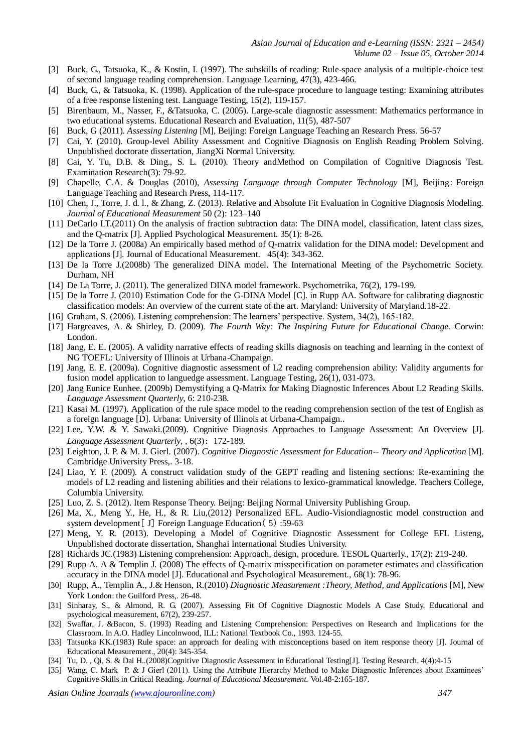[3] Buck, G., Tatsuoka, K., & Kostin, I. (1997). The subskills of reading: Rule-space analysis of a multiple-choice test of second language reading comprehension. Language Learning, 47(3), 423-466.

[4] Buck, G., & Tatsuoka, K. (1998). Application of the rule-space procedure to language testing: Examining attributes of a free response listening test. Language Testing, 15(2), 119-157.

[5] Birenbaum, M., Nasser, F., &Tatsuoka, C. (2005). Large-scale diagnostic assessment: Mathematics performance in two educational systems. Educational Research and Evaluation, 11(5), 487-507

[6] Buck, G (2011). *Assessing Listening* [M], Beijing: Foreign Language Teaching an Research Press. 56-57

[7] Cai, Y. (2010). Group-level Ability Assessment and Cognitive Diagnosis on English Reading Problem Solving. Unpublished doctorate dissertation, JiangXi Normal University.

[8] Cai, Y. Tu, D.B. & Ding., S. L. (2010). Theory andMethod on Compilation of Cognitive Diagnosis Test. Examination Research(3): 79-92.

[9] Chapelle, C.A. & Douglas (2010), *Assessing Language through Computer Technology* [M], Beijing：Foreign Language Teaching and Research Press, 114-117.

[10] Chen, J., Torre, J. d. l., & Zhang, Z. (2013). Relative and Absolute Fit Evaluation in Cognitive Diagnosis Modeling. *Journal of Educational Measurement* 50 (2): 123–140

[11] DeCarlo LT.(2011) On the analysis of fraction subtraction data: The DINA model, classification, latent class sizes, and the Q-matrix [J]. Applied Psychological Measurement. 35(1): 8-26.

[12] De la Torre J. (2008a) An empirically based method of Q-matrix validation for the DINA model: Development and applications [J]. Journal of Educational Measurement. 45(4): 343-362.

[13] De la Torre J.(2008b) The generalized DINA model. The International Meeting of the Psychometric Society. Durham, NH

[14] De La Torre, J. (2011). The generalized DINA model framework. Psychometrika, 76(2), 179-199.

[15] De la Torre J. (2010) Estimation Code for the G-DINA Model [C]. in Rupp AA. Software for calibrating diagnostic classification models: An overview of the current state of the art. Maryland: University of Maryland.18-22.

[16] Graham, S. (2006). Listening comprehension: The learners' perspective. System, 34(2), 165-182.

[17] Hargreaves, A. & Shirley, D. (2009). *The Fourth Way: The Inspiring Future for Educational Change*. Corwin: London.

[18] Jang, E. E. (2005). A validity narrative effects of reading skills diagnosis on teaching and learning in the context of NG TOEFL: University of Illinois at Urbana-Champaign.

[19] Jang, E. E. (2009a). Cognitive diagnostic assessment of L2 reading comprehension ability: Validity arguments for fusion model application to languedge assessment. Language Testing, 26(1), 031-073.

[20] Jang Eunice Eunhee. (2009b) Demystifying a Q-Matrix for Making Diagnostic Inferences About L2 Reading Skills. *Language Assessment Quarterly*, 6: 210-238.

[21] Kasai M. (1997). Application of the rule space model to the reading comprehension section of the test of English as a foreign language [D]. Urbana: University of Illinois at Urbana-Champaign..

[22] Lee, Y.W. & Y. Sawaki.(2009). Cognitive Diagnosis Approaches to Language Assessment: An Overview [J]. *Language Assessment Quarterly*, , 6(3)：172-189.

[23] Leighton, J. P. & M. J. Gierl. (2007). *Cognitive Diagnostic Assessment for Education-- Theory and Application* [M]. Cambridge University Press,. 3-18.

[24] Liao, Y. F. (2009). A construct validation study of the GEPT reading and listening sections: Re-examining the models of L2 reading and listening abilities and their relations to lexico-grammatical knowledge. Teachers College, Columbia University.

[25] Luo, Z. S. (2012). Item Response Theory. Beijng: Beijing Normal University Publishing Group.

[26] Ma, X., Meng Y., He, H., & R. Liu,(2012) Personalized EFL. Audio-Visiondiagnostic model construction and system development［J］Foreign Language Education（5）:59-63

[27] Meng, Y. R. (2013). Developing a Model of Cognitive Diagnostic Assessment for College EFL Listeng, Unpublished doctorate dissertation, Shanghai International Studies University.

[28] Richards JC.(1983) Listening comprehension: Approach, design, procedure. TESOL Quarterly., 17(2): 219-240.

[29] Rupp A. A & Templin J. (2008) The effects of Q-matrix misspecification on parameter estimates and classification accuracy in the DINA model [J]. Educational and Psychological Measurement., 68(1): 78-96.

[30] Rupp, A., Templin A., J.& Henson, R.(2010) *Diagnostic Measurement :Theory, Method, and Applications* [M], New York London: the Guilford Press,. 26-48.

[31] Sinharay, S., & Almond, R. G. (2007). Assessing Fit Of Cognitive Diagnostic Models A Case Study. Educational and psychological measurement, 67(2), 239-257.

[32] Swaffar, J. &Bacon, S. (1993) Reading and Listening Comprehension: Perspectives on Research and Implications for the Classroom. In A.O. Hadley Lincolnwood, ILL: National Textbook Co., 1993. 124-55.

[33] Tatsuoka KK.(1983) Rule space: an approach for dealing with misconceptions based on item response theory [J]. Journal of Educational Measurement., 20(4): 345-354.

[34] Tu, D. , Qi, S. & Dai H..(2008)Cognitive Diagnostic Assessment in Educational Testing[J]. Testing Research. 4(4):4-15

[35] Wang, C. Mark P. & J Gierl (2011). Using the Attribute Hierarchy Method to Make Diagnostic Inferences about Examinees' Cognitive Skills in Critical Reading. *Journal of Educational Measurement.* Vol.48-2:165-187.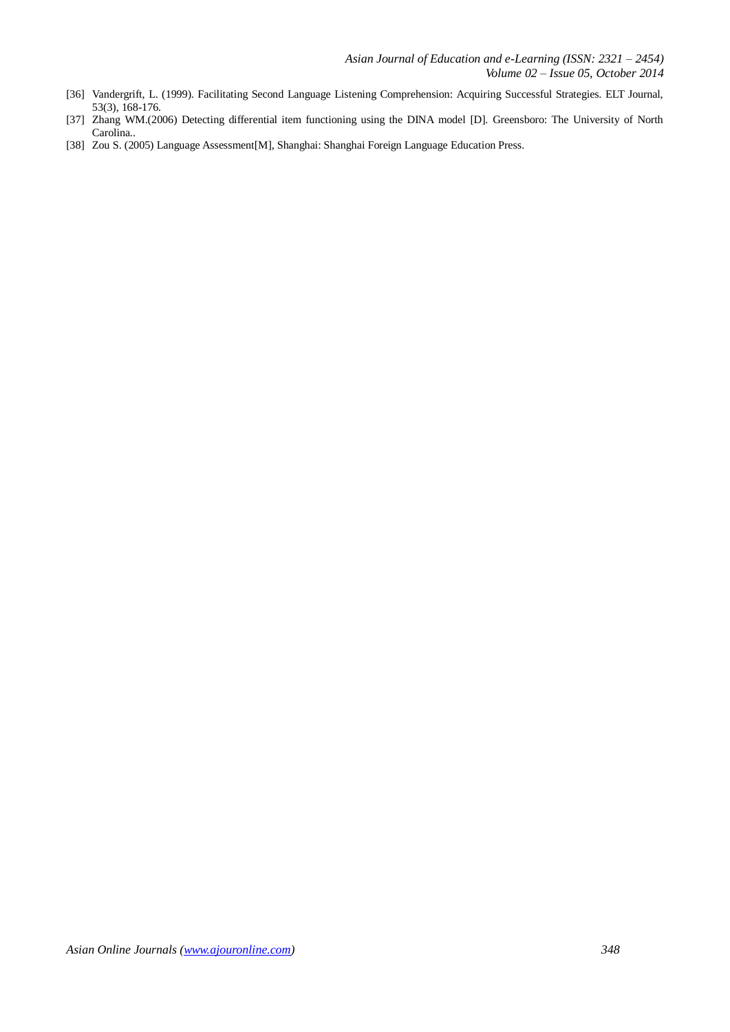[36] Vandergrift, L. (1999). Facilitating Second Language Listening Comprehension: Acquiring Successful Strategies. ELT Journal, 53(3), 168-176.

[37] Zhang WM.(2006) Detecting differential item functioning using the DINA model [D]. Greensboro: The University of North Carolina..

[38] Zou S. (2005) Language Assessment[M], Shanghai: Shanghai Foreign Language Education Press.